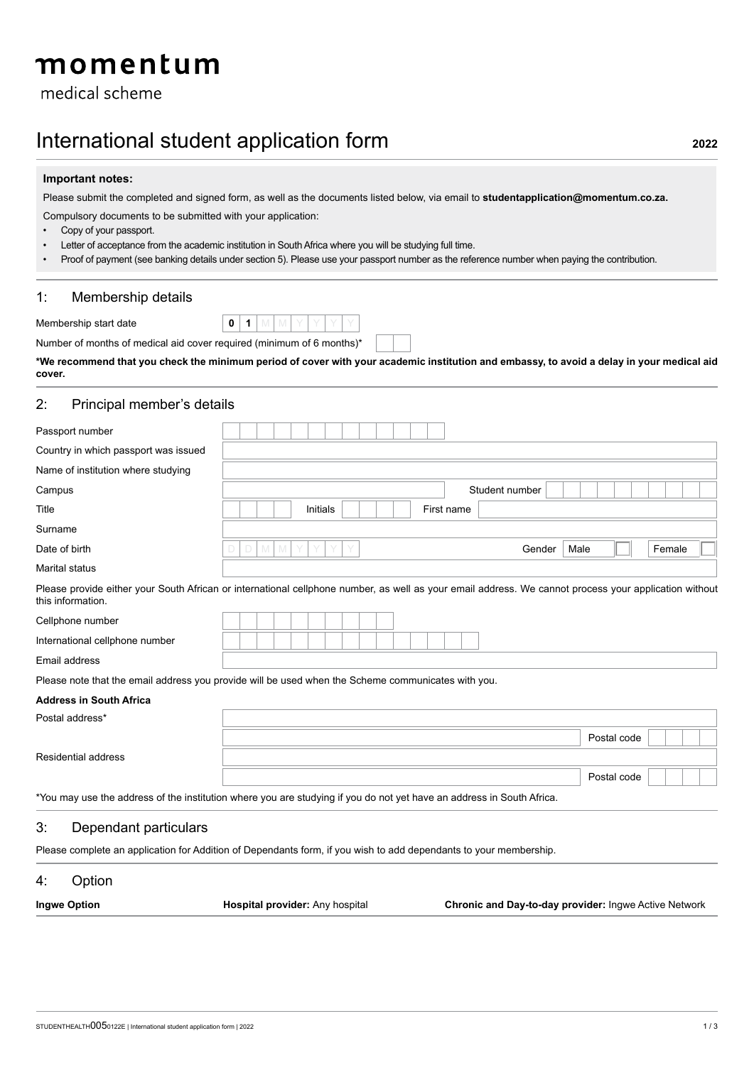# momentum

medical scheme

# International student application form

**2022**

**Important notes:**

Please submit the completed and signed form, as well as the documents listed below, via email to **studentapplication@momentum.co.za.**

Compulsory documents to be submitted with your application:

- Copy of your passport.
- Letter of acceptance from the academic institution in South Africa where you will be studying full time.
- Proof of payment (see banking details under section 5). Please use your passport number as the reference number when paying the contribution.

## 1: Membership details

| | |
|---|---|
| Membership start date | 0 1 M M Y Y Y Y |
| Number of months of medical aid cover required (minimum of 6 months)* | |

**\*We recommend that you check the minimum period of cover with your academic institution and embassy, to avoid a delay in your medical aid cover.**

## 2: Principal member's details

| | |
|---|---|
| Passport number | |
| Country in which passport was issued | |
| Name of institution where studying | |
| Campus | Student number |
| Title | Initials / First name |
| Surname | |
| Date of birth | D D M M Y Y Y Y / Gender: Male ☐ Female ☐ |
| Marital status | |

Please provide either your South African or international cellphone number, as well as your email address. We cannot process your application without this information.

| | |
|---|---|
| Cellphone number | |
| International cellphone number | |
| Email address | |

Please note that the email address you provide will be used when the Scheme communicates with you.

**Address in South Africa**

| | |
|---|---|
| Postal address* | |
| | Postal code |
| Residential address | |
| | Postal code |

*You may use the address of the institution where you are studying if you do not yet have an address in South Africa.

## 3: Dependant particulars

Please complete an application for Addition of Dependants form, if you wish to add dependants to your membership.

## 4: Option

| **Ingwe Option** | **Hospital provider:** Any hospital | **Chronic and Day-to-day provider:** Ingwe Active Network |
|---|---|---|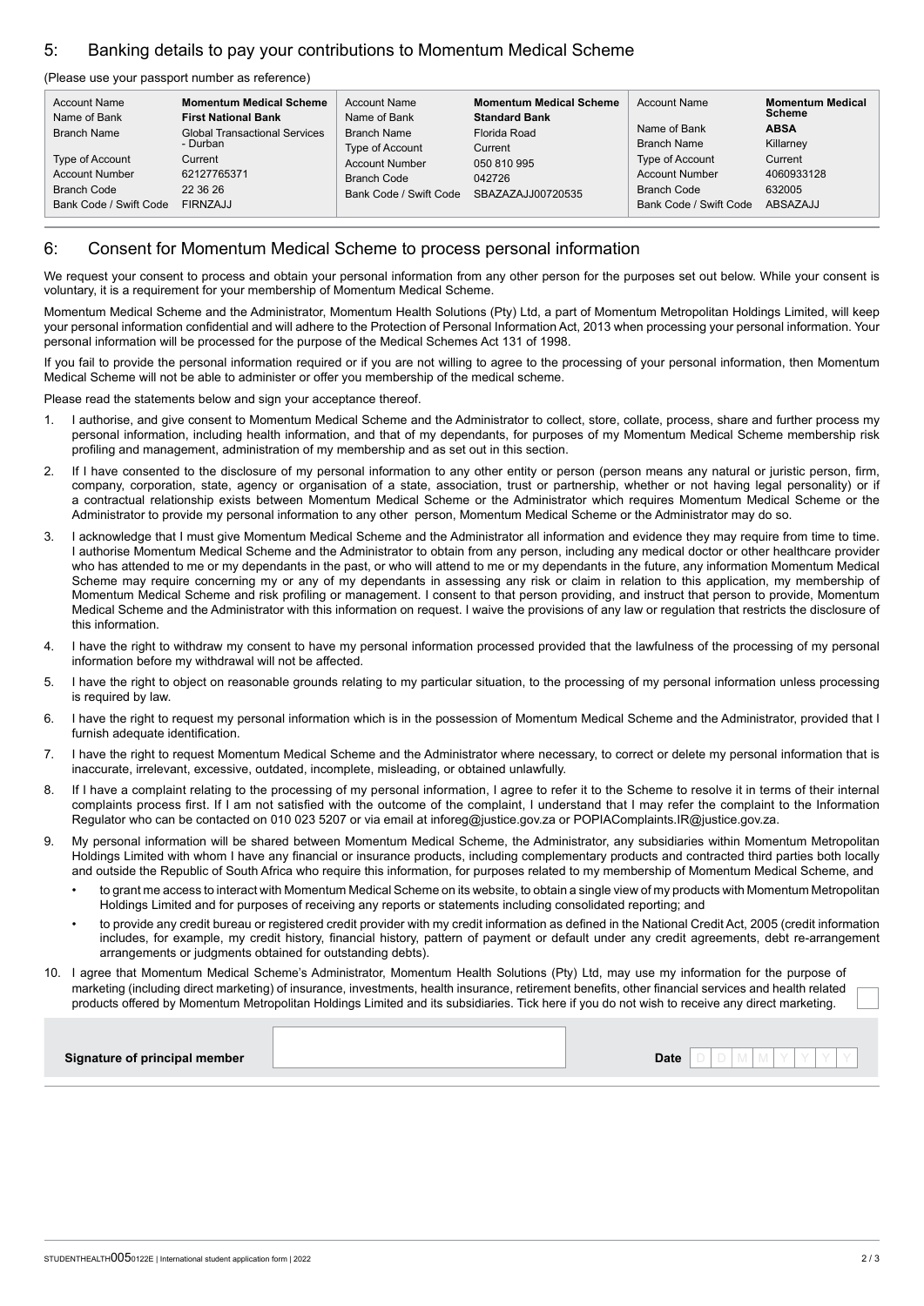## 5: Banking details to pay your contributions to Momentum Medical Scheme

(Please use your passport number as reference)

| Account Name | **Momentum Medical Scheme** | Account Name | **Momentum Medical Scheme** | Account Name | **Momentum Medical Scheme** |
|---|---|---|---|---|---|
| Name of Bank | **First National Bank** | Name of Bank | **Standard Bank** | Name of Bank | **ABSA** |
| Branch Name | Global Transactional Services - Durban | Branch Name | Florida Road | Branch Name | Killarney |
| Type of Account | Current | Type of Account | Current | Type of Account | Current |
| Account Number | 62127765371 | Account Number | 050 810 995 | Account Number | 4060933128 |
| Branch Code | 22 36 26 | Branch Code | 042726 | Branch Code | 632005 |
| Bank Code / Swift Code | FIRNZAJJ | Bank Code / Swift Code | SBAZAZAJJ00720535 | Bank Code / Swift Code | ABSAZAJJ |

## 6: Consent for Momentum Medical Scheme to process personal information

We request your consent to process and obtain your personal information from any other person for the purposes set out below. While your consent is voluntary, it is a requirement for your membership of Momentum Medical Scheme.

Momentum Medical Scheme and the Administrator, Momentum Health Solutions (Pty) Ltd, a part of Momentum Metropolitan Holdings Limited, will keep your personal information confidential and will adhere to the Protection of Personal Information Act, 2013 when processing your personal information. Your personal information will be processed for the purpose of the Medical Schemes Act 131 of 1998.

If you fail to provide the personal information required or if you are not willing to agree to the processing of your personal information, then Momentum Medical Scheme will not be able to administer or offer you membership of the medical scheme.

Please read the statements below and sign your acceptance thereof.

1. I authorise, and give consent to Momentum Medical Scheme and the Administrator to collect, store, collate, process, share and further process my personal information, including health information, and that of my dependants, for purposes of my Momentum Medical Scheme membership risk profiling and management, administration of my membership and as set out in this section.
2. If I have consented to the disclosure of my personal information to any other entity or person (person means any natural or juristic person, firm, company, corporation, state, agency or organisation of a state, association, trust or partnership, whether or not having legal personality) or if a contractual relationship exists between Momentum Medical Scheme or the Administrator which requires Momentum Medical Scheme or the Administrator to provide my personal information to any other person, Momentum Medical Scheme or the Administrator may do so.
3. I acknowledge that I must give Momentum Medical Scheme and the Administrator all information and evidence they may require from time to time. I authorise Momentum Medical Scheme and the Administrator to obtain from any person, including any medical doctor or other healthcare provider who has attended to me or my dependants in the past, or who will attend to me or my dependants in the future, any information Momentum Medical Scheme may require concerning my or any of my dependants in assessing any risk or claim in relation to this application, my membership of Momentum Medical Scheme and risk profiling or management. I consent to that person providing, and instruct that person to provide, Momentum Medical Scheme and the Administrator with this information on request. I waive the provisions of any law or regulation that restricts the disclosure of this information.
4. I have the right to withdraw my consent to have my personal information processed provided that the lawfulness of the processing of my personal information before my withdrawal will not be affected.
5. I have the right to object on reasonable grounds relating to my particular situation, to the processing of my personal information unless processing is required by law.
6. I have the right to request my personal information which is in the possession of Momentum Medical Scheme and the Administrator, provided that I furnish adequate identification.
7. I have the right to request Momentum Medical Scheme and the Administrator where necessary, to correct or delete my personal information that is inaccurate, irrelevant, excessive, outdated, incomplete, misleading, or obtained unlawfully.
8. If I have a complaint relating to the processing of my personal information, I agree to refer it to the Scheme to resolve it in terms of their internal complaints process first. If I am not satisfied with the outcome of the complaint, I understand that I may refer the complaint to the Information Regulator who can be contacted on 010 023 5207 or via email at inforeg@justice.gov.za or POPIAComplaints.IR@justice.gov.za.
9. My personal information will be shared between Momentum Medical Scheme, the Administrator, any subsidiaries within Momentum Metropolitan Holdings Limited with whom I have any financial or insurance products, including complementary products and contracted third parties both locally and outside the Republic of South Africa who require this information, for purposes related to my membership of Momentum Medical Scheme, and
   - to grant me access to interact with Momentum Medical Scheme on its website, to obtain a single view of my products with Momentum Metropolitan Holdings Limited and for purposes of receiving any reports or statements including consolidated reporting; and
   - to provide any credit bureau or registered credit provider with my credit information as defined in the National Credit Act, 2005 (credit information includes, for example, my credit history, financial history, pattern of payment or default under any credit agreements, debt re-arrangement arrangements or judgments obtained for outstanding debts).
10. I agree that Momentum Medical Scheme's Administrator, Momentum Health Solutions (Pty) Ltd, may use my information for the purpose of marketing (including direct marketing) of insurance, investments, health insurance, retirement benefits, other financial services and health related products offered by Momentum Metropolitan Holdings Limited and its subsidiaries. Tick here if you do not wish to receive any direct marketing. ☐

| **Signature of principal member** | | **Date** | D | D | M | M | Y | Y | Y | Y |
|---|---|---|---|---|---|---|---|---|---|---|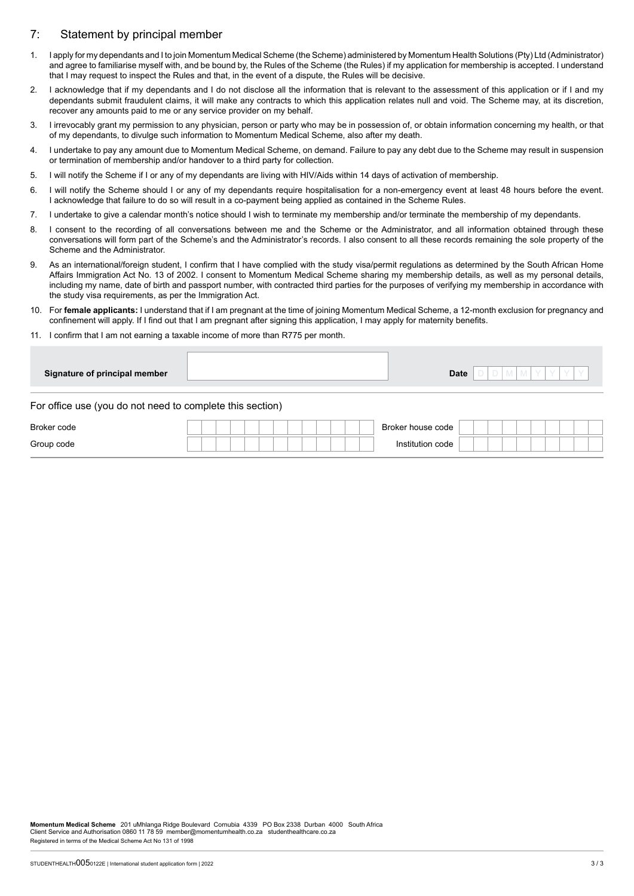## 7: Statement by principal member

1. I apply for my dependants and I to join Momentum Medical Scheme (the Scheme) administered by Momentum Health Solutions (Pty) Ltd (Administrator) and agree to familiarise myself with, and be bound by, the Rules of the Scheme (the Rules) if my application for membership is accepted. I understand that I may request to inspect the Rules and that, in the event of a dispute, the Rules will be decisive.
2. I acknowledge that if my dependants and I do not disclose all the information that is relevant to the assessment of this application or if I and my dependants submit fraudulent claims, it will make any contracts to which this application relates null and void. The Scheme may, at its discretion, recover any amounts paid to me or any service provider on my behalf.
3. I irrevocably grant my permission to any physician, person or party who may be in possession of, or obtain information concerning my health, or that of my dependants, to divulge such information to Momentum Medical Scheme, also after my death.
4. I undertake to pay any amount due to Momentum Medical Scheme, on demand. Failure to pay any debt due to the Scheme may result in suspension or termination of membership and/or handover to a third party for collection.
5. I will notify the Scheme if I or any of my dependants are living with HIV/Aids within 14 days of activation of membership.
6. I will notify the Scheme should I or any of my dependants require hospitalisation for a non-emergency event at least 48 hours before the event. I acknowledge that failure to do so will result in a co-payment being applied as contained in the Scheme Rules.
7. I undertake to give a calendar month's notice should I wish to terminate my membership and/or terminate the membership of my dependants.
8. I consent to the recording of all conversations between me and the Scheme or the Administrator, and all information obtained through these conversations will form part of the Scheme's and the Administrator's records. I also consent to all these records remaining the sole property of the Scheme and the Administrator.
9. As an international/foreign student, I confirm that I have complied with the study visa/permit regulations as determined by the South African Home Affairs Immigration Act No. 13 of 2002. I consent to Momentum Medical Scheme sharing my membership details, as well as my personal details, including my name, date of birth and passport number, with contracted third parties for the purposes of verifying my membership in accordance with the study visa requirements, as per the Immigration Act.
10. For **female applicants:** I understand that if I am pregnant at the time of joining Momentum Medical Scheme, a 12-month exclusion for pregnancy and confinement will apply. If I find out that I am pregnant after signing this application, I may apply for maternity benefits.
11. I confirm that I am not earning a taxable income of more than R775 per month.

| | | | |
|---|---|---|---|
| **Signature of principal member** | | **Date** | D D M M Y Y Y Y |

For office use (you do not need to complete this section)

| | | | |
|---|---|---|---|
| Broker code | | Broker house code | |
| Group code | | Institution code | |

**Momentum Medical Scheme** 201 uMhlanga Ridge Boulevard Cornubia 4339 PO Box 2338 Durban 4000 South Africa
Client Service and Authorisation 0860 11 78 59 member@momentumhealth.co.za studenthealthcare.co.za
Registered in terms of the Medical Scheme Act No 131 of 1998

STUDENTHEALTH0050122E | International student application form | 2022